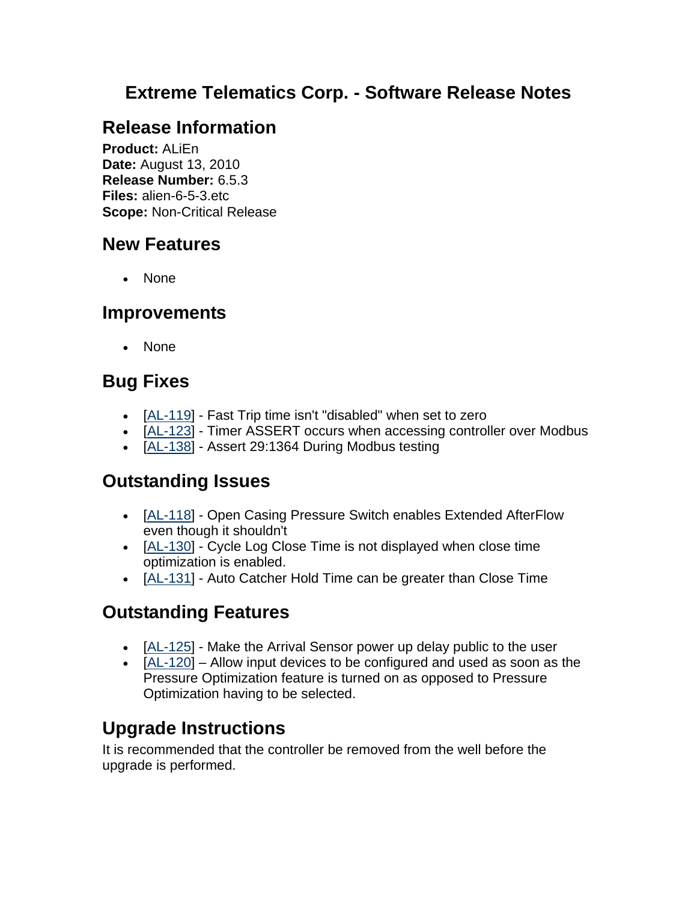# Extreme Telematics Corp. - Software Release Notes

## Release Information

**Product:** ALiEn
**Date:** August 13, 2010
**Release Number:** 6.5.3
**Files:** alien-6-5-3.etc
**Scope:** Non-Critical Release

## New Features

- None

## Improvements

- None

## Bug Fixes

- [AL-119] - Fast Trip time isn't "disabled" when set to zero
- [AL-123] - Timer ASSERT occurs when accessing controller over Modbus
- [AL-138] - Assert 29:1364 During Modbus testing

## Outstanding Issues

- [AL-118] - Open Casing Pressure Switch enables Extended AfterFlow even though it shouldn't
- [AL-130] - Cycle Log Close Time is not displayed when close time optimization is enabled.
- [AL-131] - Auto Catcher Hold Time can be greater than Close Time

## Outstanding Features

- [AL-125] - Make the Arrival Sensor power up delay public to the user
- [AL-120] – Allow input devices to be configured and used as soon as the Pressure Optimization feature is turned on as opposed to Pressure Optimization having to be selected.

## Upgrade Instructions

It is recommended that the controller be removed from the well before the upgrade is performed.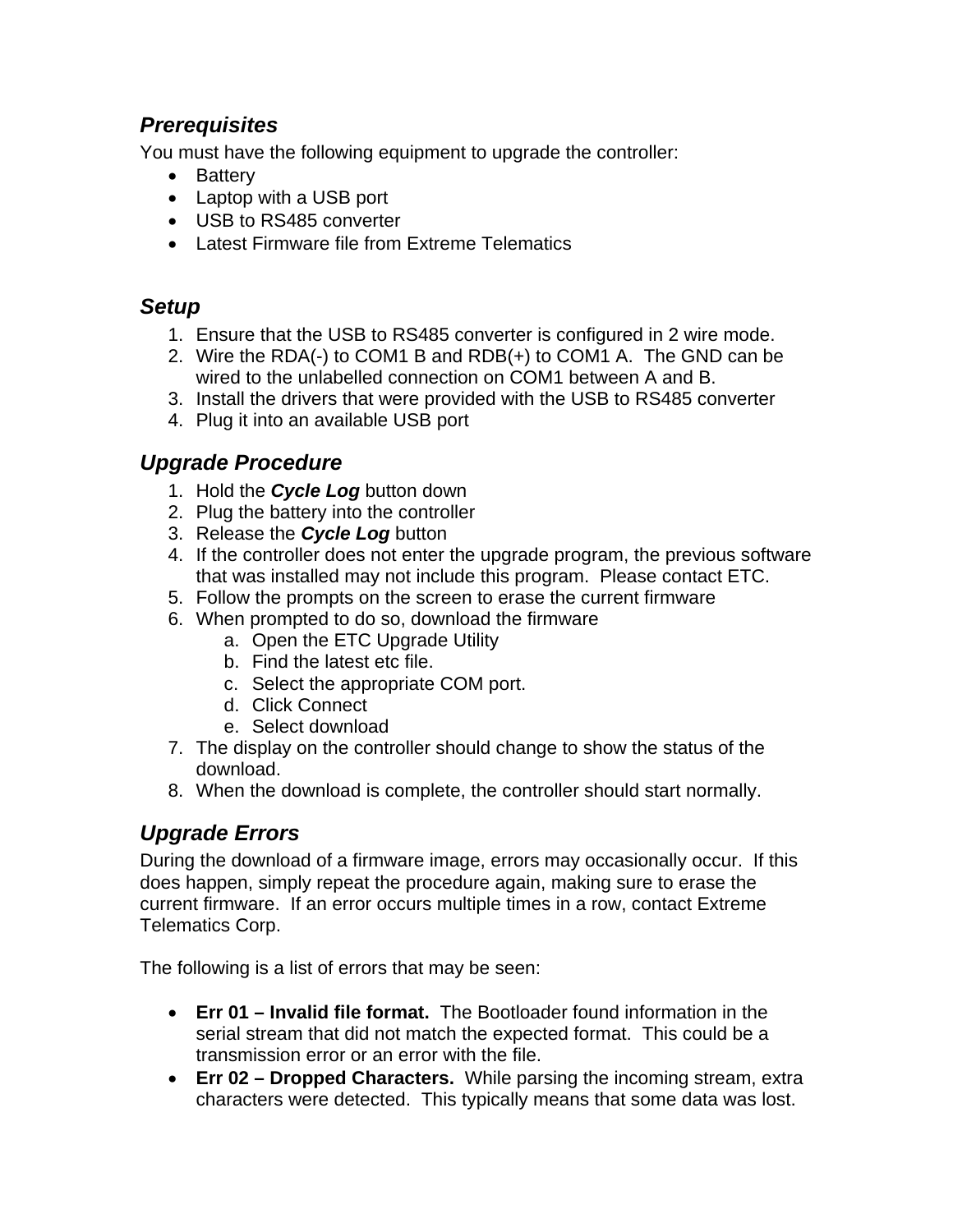## *Prerequisites*

You must have the following equipment to upgrade the controller:

- Battery
- Laptop with a USB port
- USB to RS485 converter
- Latest Firmware file from Extreme Telematics

## *Setup*

1. Ensure that the USB to RS485 converter is configured in 2 wire mode.
2. Wire the RDA(-) to COM1 B and RDB(+) to COM1 A. The GND can be wired to the unlabelled connection on COM1 between A and B.
3. Install the drivers that were provided with the USB to RS485 converter
4. Plug it into an available USB port

## *Upgrade Procedure*

1. Hold the ***Cycle Log*** button down
2. Plug the battery into the controller
3. Release the ***Cycle Log*** button
4. If the controller does not enter the upgrade program, the previous software that was installed may not include this program. Please contact ETC.
5. Follow the prompts on the screen to erase the current firmware
6. When prompted to do so, download the firmware
    a. Open the ETC Upgrade Utility
    b. Find the latest etc file.
    c. Select the appropriate COM port.
    d. Click Connect
    e. Select download
7. The display on the controller should change to show the status of the download.
8. When the download is complete, the controller should start normally.

## *Upgrade Errors*

During the download of a firmware image, errors may occasionally occur. If this does happen, simply repeat the procedure again, making sure to erase the current firmware. If an error occurs multiple times in a row, contact Extreme Telematics Corp.

The following is a list of errors that may be seen:

- **Err 01 – Invalid file format.** The Bootloader found information in the serial stream that did not match the expected format. This could be a transmission error or an error with the file.
- **Err 02 – Dropped Characters.** While parsing the incoming stream, extra characters were detected. This typically means that some data was lost.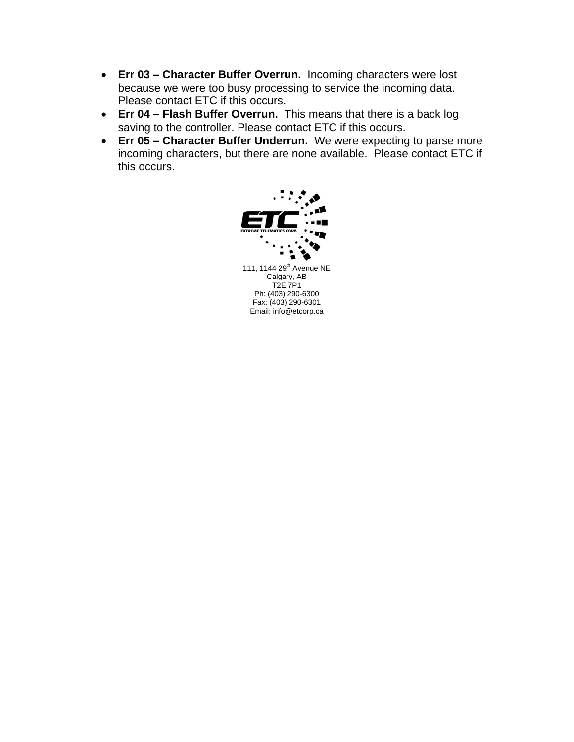- **Err 03 – Character Buffer Overrun.** Incoming characters were lost because we were too busy processing to service the incoming data. Please contact ETC if this occurs.
- **Err 04 – Flash Buffer Overrun.** This means that there is a back log saving to the controller. Please contact ETC if this occurs.
- **Err 05 – Character Buffer Underrun.** We were expecting to parse more incoming characters, but there are none available. Please contact ETC if this occurs.

ETC
EXTREME TELEMATICS CORP.

111, 1144 29th Avenue NE
Calgary, AB
T2E 7P1
Ph: (403) 290-6300
Fax: (403) 290-6301
Email: info@etcorp.ca